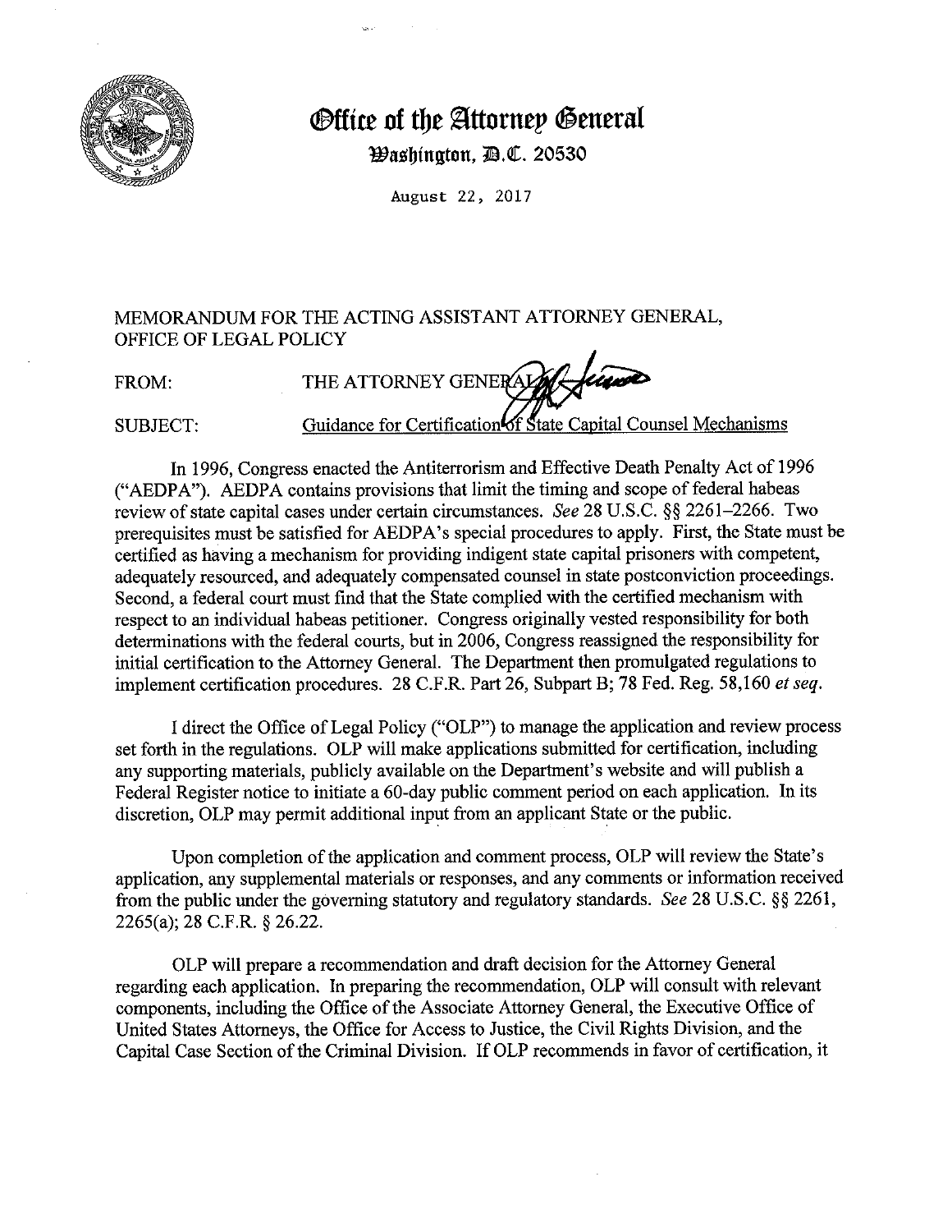# Office of the Attorney General

Washington, D.C. 20530

August 22, 2017

MEMORANDUM FOR THE ACTING ASSISTANT ATTORNEY GENERAL, OFFICE OF LEGAL POLICY

FROM: THE ATTORNEY GENERAL

SUBJECT: Guidance for Certification of State Capital Counsel Mechanisms

In 1996, Congress enacted the Antiterrorism and Effective Death Penalty Act of 1996 ("AEDPA"). AEDPA contains provisions that limit the timing and scope of federal habeas review of state capital cases under certain circumstances. *See* 28 U.S.C. §§ 2261–2266. Two prerequisites must be satisfied for AEDPA's special procedures to apply. First, the State must be certified as having a mechanism for providing indigent state capital prisoners with competent, adequately resourced, and adequately compensated counsel in state postconviction proceedings. Second, a federal court must find that the State complied with the certified mechanism with respect to an individual habeas petitioner. Congress originally vested responsibility for both determinations with the federal courts, but in 2006, Congress reassigned the responsibility for initial certification to the Attorney General. The Department then promulgated regulations to implement certification procedures. 28 C.F.R. Part 26, Subpart B; 78 Fed. Reg. 58,160 *et seq.*

I direct the Office of Legal Policy ("OLP") to manage the application and review process set forth in the regulations. OLP will make applications submitted for certification, including any supporting materials, publicly available on the Department's website and will publish a Federal Register notice to initiate a 60-day public comment period on each application. In its discretion, OLP may permit additional input from an applicant State or the public.

Upon completion of the application and comment process, OLP will review the State's application, any supplemental materials or responses, and any comments or information received from the public under the governing statutory and regulatory standards. *See* 28 U.S.C. §§ 2261, 2265(a); 28 C.F.R. § 26.22.

OLP will prepare a recommendation and draft decision for the Attorney General regarding each application. In preparing the recommendation, OLP will consult with relevant components, including the Office of the Associate Attorney General, the Executive Office of United States Attorneys, the Office for Access to Justice, the Civil Rights Division, and the Capital Case Section of the Criminal Division. If OLP recommends in favor of certification, it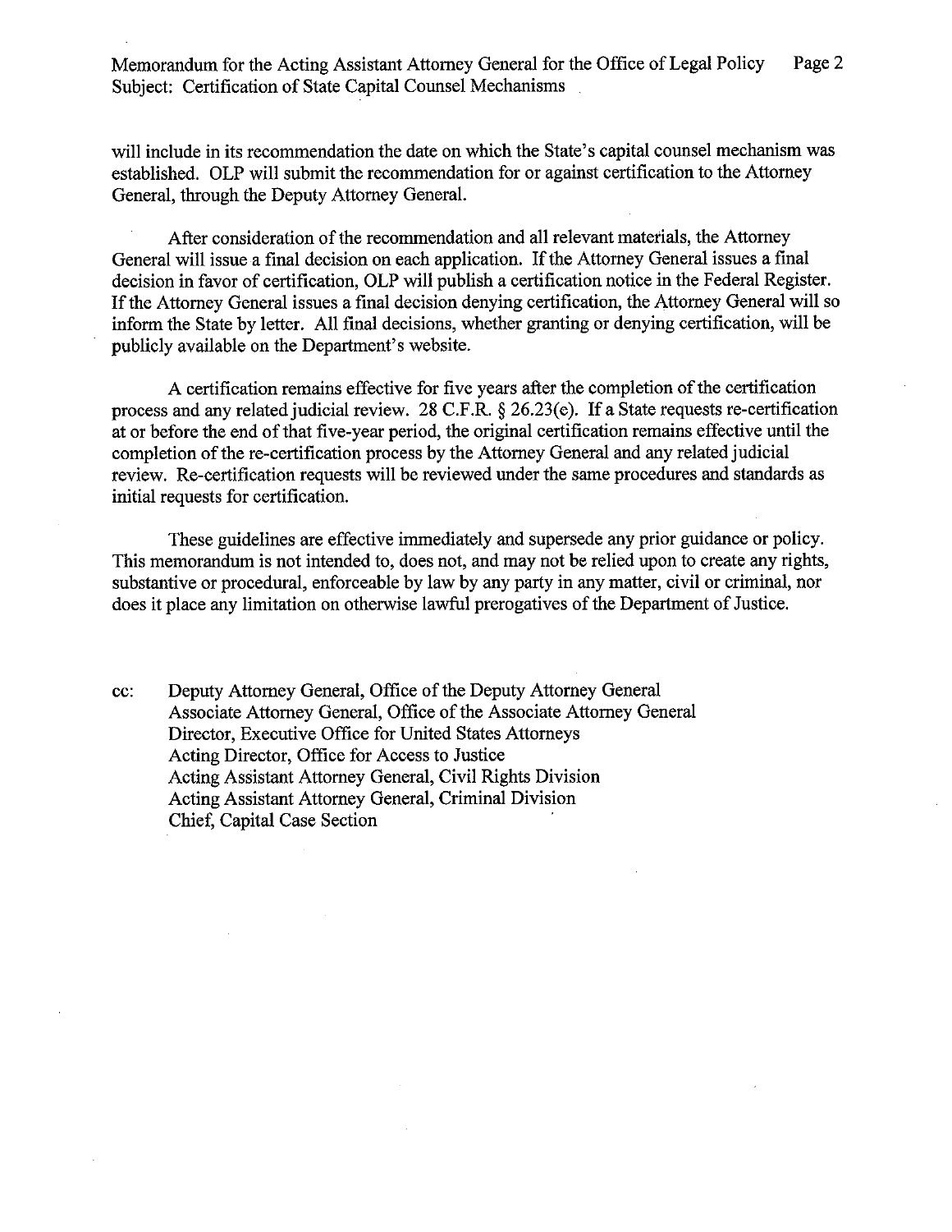will include in its recommendation the date on which the State's capital counsel mechanism was established. OLP will submit the recommendation for or against certification to the Attorney General, through the Deputy Attorney General.

After consideration of the recommendation and all relevant materials, the Attorney General will issue a final decision on each application. If the Attorney General issues a final decision in favor of certification, OLP will publish a certification notice in the Federal Register. If the Attorney General issues a final decision denying certification, the Attorney General will so inform the State by letter. All final decisions, whether granting or denying certification, will be publicly available on the Department's website.

A certification remains effective for five years after the completion of the certification process and any related judicial review. 28 C.F.R. § 26.23(e). If a State requests re-certification at or before the end of that five-year period, the original certification remains effective until the completion of the re-certification process by the Attorney General and any related judicial review. Re-certification requests will be reviewed under the same procedures and standards as initial requests for certification.

These guidelines are effective immediately and supersede any prior guidance or policy. This memorandum is not intended to, does not, and may not be relied upon to create any rights, substantive or procedural, enforceable by law by any party in any matter, civil or criminal, nor does it place any limitation on otherwise lawful prerogatives of the Department of Justice.

cc: Deputy Attorney General, Office of the Deputy Attorney General
Associate Attorney General, Office of the Associate Attorney General
Director, Executive Office for United States Attorneys
Acting Director, Office for Access to Justice
Acting Assistant Attorney General, Civil Rights Division
Acting Assistant Attorney General, Criminal Division
Chief, Capital Case Section